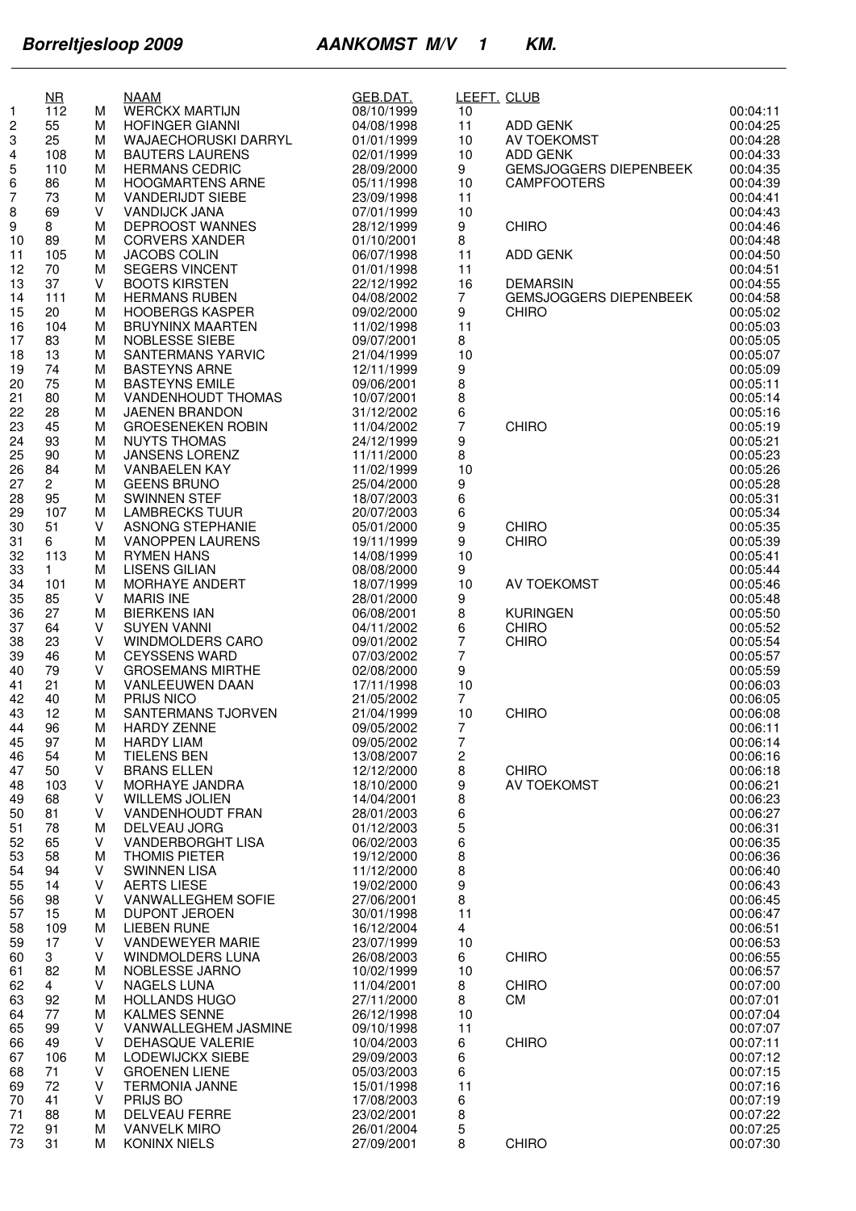# Borreltjesloop 2009 AANKOMST M/V 1 KM.

| | NR | | NAAM | GEB.DAT. | LEEFT. | CLUB | |
|---|---|---|---|---|---|---|---|
| 1 | 112 | M | WERCKX MARTIJN | 08/10/1999 | 10 | | 00:04:11 |
| 2 | 55 | M | HOFINGER GIANNI | 04/08/1998 | 11 | ADD GENK | 00:04:25 |
| 3 | 25 | M | WAJAECHORUSKI DARRYL | 01/01/1999 | 10 | AV TOEKOMST | 00:04:28 |
| 4 | 108 | M | BAUTERS LAURENS | 02/01/1999 | 10 | ADD GENK | 00:04:33 |
| 5 | 110 | M | HERMANS CEDRIC | 28/09/2000 | 9 | GEMSJOGGERS DIEPENBEEK | 00:04:35 |
| 6 | 86 | M | HOOGMARTENS ARNE | 05/11/1998 | 10 | CAMPFOOTERS | 00:04:39 |
| 7 | 73 | M | VANDERIJDT SIEBE | 23/09/1998 | 11 | | 00:04:41 |
| 8 | 69 | V | VANDIJCK JANA | 07/01/1999 | 10 | | 00:04:43 |
| 9 | 8 | M | DEPROOST WANNES | 28/12/1999 | 9 | CHIRO | 00:04:46 |
| 10 | 89 | M | CORVERS XANDER | 01/10/2001 | 8 | | 00:04:48 |
| 11 | 105 | M | JACOBS COLIN | 06/07/1998 | 11 | ADD GENK | 00:04:50 |
| 12 | 70 | M | SEGERS VINCENT | 01/01/1998 | 11 | | 00:04:51 |
| 13 | 37 | V | BOOTS KIRSTEN | 22/12/1992 | 16 | DEMARSIN | 00:04:55 |
| 14 | 111 | M | HERMANS RUBEN | 04/08/2002 | 7 | GEMSJOGGERS DIEPENBEEK | 00:04:58 |
| 15 | 20 | M | HOOBERGS KASPER | 09/02/2000 | 9 | CHIRO | 00:05:02 |
| 16 | 104 | M | BRUYNINX MAARTEN | 11/02/1998 | 11 | | 00:05:03 |
| 17 | 83 | M | NOBLESSE SIEBE | 09/07/2001 | 8 | | 00:05:05 |
| 18 | 13 | M | SANTERMANS YARVIC | 21/04/1999 | 10 | | 00:05:07 |
| 19 | 74 | M | BASTEYNS ARNE | 12/11/1999 | 9 | | 00:05:09 |
| 20 | 75 | M | BASTEYNS EMILE | 09/06/2001 | 8 | | 00:05:11 |
| 21 | 80 | M | VANDENHOUDT THOMAS | 10/07/2001 | 8 | | 00:05:14 |
| 22 | 28 | M | JAENEN BRANDON | 31/12/2002 | 6 | | 00:05:16 |
| 23 | 45 | M | GROESENEKEN ROBIN | 11/04/2002 | 7 | CHIRO | 00:05:19 |
| 24 | 93 | M | NUYTS THOMAS | 24/12/1999 | 9 | | 00:05:21 |
| 25 | 90 | M | JANSENS LORENZ | 11/11/2000 | 8 | | 00:05:23 |
| 26 | 84 | M | VANBAELEN KAY | 11/02/1999 | 10 | | 00:05:26 |
| 27 | 2 | M | GEENS BRUNO | 25/04/2000 | 9 | | 00:05:28 |
| 28 | 95 | M | SWINNEN STEF | 18/07/2003 | 6 | | 00:05:31 |
| 29 | 107 | M | LAMBRECKS TUUR | 20/07/2003 | 6 | | 00:05:34 |
| 30 | 51 | V | ASNONG STEPHANIE | 05/01/2000 | 9 | CHIRO | 00:05:35 |
| 31 | 6 | M | VANOPPEN LAURENS | 19/11/1999 | 9 | CHIRO | 00:05:39 |
| 32 | 113 | M | RYMEN HANS | 14/08/1999 | 10 | | 00:05:41 |
| 33 | 1 | M | LISENS GILIAN | 08/08/2000 | 9 | | 00:05:44 |
| 34 | 101 | M | MORHAYE ANDERT | 18/07/1999 | 10 | AV TOEKOMST | 00:05:46 |
| 35 | 85 | V | MARIS INE | 28/01/2000 | 9 | | 00:05:48 |
| 36 | 27 | M | BIERKENS IAN | 06/08/2001 | 8 | KURINGEN | 00:05:50 |
| 37 | 64 | V | SUYEN VANNI | 04/11/2002 | 6 | CHIRO | 00:05:52 |
| 38 | 23 | V | WINDMOLDERS CARO | 09/01/2002 | 7 | CHIRO | 00:05:54 |
| 39 | 46 | M | CEYSSENS WARD | 07/03/2002 | 7 | | 00:05:57 |
| 40 | 79 | V | GROSEMANS MIRTHE | 02/08/2000 | 9 | | 00:05:59 |
| 41 | 21 | M | VANLEEUWEN DAAN | 17/11/1998 | 10 | | 00:06:03 |
| 42 | 40 | M | PRIJS NICO | 21/05/2002 | 7 | | 00:06:05 |
| 43 | 12 | M | SANTERMANS TJORVEN | 21/04/1999 | 10 | CHIRO | 00:06:08 |
| 44 | 96 | M | HARDY ZENNE | 09/05/2002 | 7 | | 00:06:11 |
| 45 | 97 | M | HARDY LIAM | 09/05/2002 | 7 | | 00:06:14 |
| 46 | 54 | M | TIELENS BEN | 13/08/2007 | 2 | | 00:06:16 |
| 47 | 50 | V | BRANS ELLEN | 12/12/2000 | 8 | CHIRO | 00:06:18 |
| 48 | 103 | V | MORHAYE JANDRA | 18/10/2000 | 9 | AV TOEKOMST | 00:06:21 |
| 49 | 68 | V | WILLEMS JOLIEN | 14/04/2001 | 8 | | 00:06:23 |
| 50 | 81 | V | VANDENHOUDT FRAN | 28/01/2003 | 6 | | 00:06:27 |
| 51 | 78 | M | DELVEAU JORG | 01/12/2003 | 5 | | 00:06:31 |
| 52 | 65 | V | VANDERBORGHT LISA | 06/02/2003 | 6 | | 00:06:35 |
| 53 | 58 | M | THOMIS PIETER | 19/12/2000 | 8 | | 00:06:36 |
| 54 | 94 | V | SWINNEN LISA | 11/12/2000 | 8 | | 00:06:40 |
| 55 | 14 | V | AERTS LIESE | 19/02/2000 | 9 | | 00:06:43 |
| 56 | 98 | V | VANWALLEGHEM SOFIE | 27/06/2001 | 8 | | 00:06:45 |
| 57 | 15 | M | DUPONT JEROEN | 30/01/1998 | 11 | | 00:06:47 |
| 58 | 109 | M | LIEBEN RUNE | 16/12/2004 | 4 | | 00:06:51 |
| 59 | 17 | V | VANDEWEYER MARIE | 23/07/1999 | 10 | | 00:06:53 |
| 60 | 3 | V | WINDMOLDERS LUNA | 26/08/2003 | 6 | CHIRO | 00:06:55 |
| 61 | 82 | M | NOBLESSE JARNO | 10/02/1999 | 10 | | 00:06:57 |
| 62 | 4 | V | NAGELS LUNA | 11/04/2001 | 8 | CHIRO | 00:07:00 |
| 63 | 92 | M | HOLLANDS HUGO | 27/11/2000 | 8 | CM | 00:07:01 |
| 64 | 77 | M | KALMES SENNE | 26/12/1998 | 10 | | 00:07:04 |
| 65 | 99 | V | VANWALLEGHEM JASMINE | 09/10/1998 | 11 | | 00:07:07 |
| 66 | 49 | V | DEHASQUE VALERIE | 10/04/2003 | 6 | CHIRO | 00:07:11 |
| 67 | 106 | M | LODEWIJCKX SIEBE | 29/09/2003 | 6 | | 00:07:12 |
| 68 | 71 | V | GROENEN LIENE | 05/03/2003 | 6 | | 00:07:15 |
| 69 | 72 | V | TERMONIA JANNE | 15/01/1998 | 11 | | 00:07:16 |
| 70 | 41 | V | PRIJS BO | 17/08/2003 | 6 | | 00:07:19 |
| 71 | 88 | M | DELVEAU FERRE | 23/02/2001 | 8 | | 00:07:22 |
| 72 | 91 | M | VANVELK MIRO | 26/01/2004 | 5 | | 00:07:25 |
| 73 | 31 | M | KONINX NIELS | 27/09/2001 | 8 | CHIRO | 00:07:30 |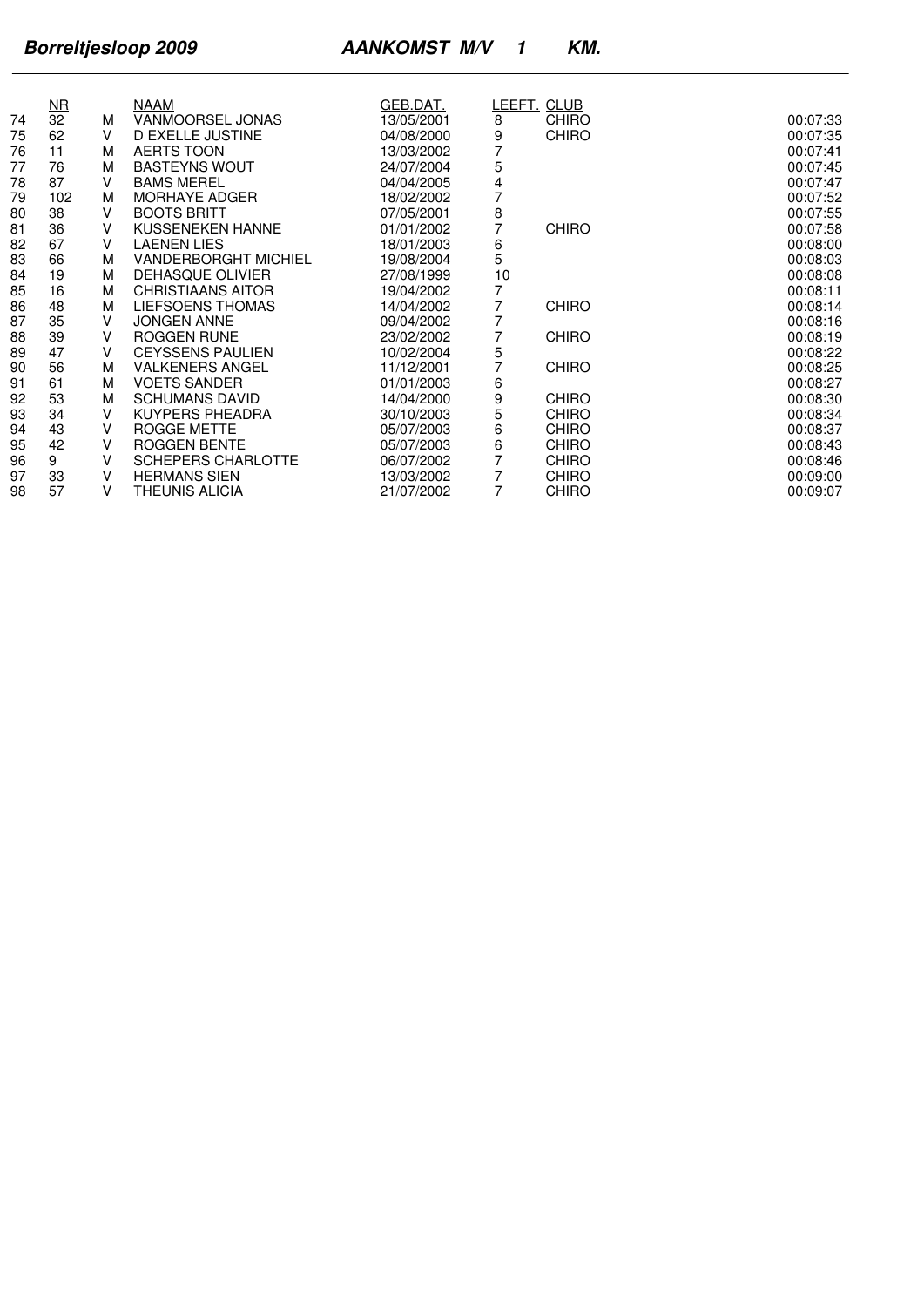**Borreltjesloop 2009** **AANKOMST M/V 1 KM.**

| | NR | | NAAM | GEB.DAT. | LEEFT. | CLUB | |
|---|---|---|---|---|---|---|---|
| 74 | 32 | M | VANMOORSEL JONAS | 13/05/2001 | 8 | CHIRO | 00:07:33 |
| 75 | 62 | V | D EXELLE JUSTINE | 04/08/2000 | 9 | CHIRO | 00:07:35 |
| 76 | 11 | M | AERTS TOON | 13/03/2002 | 7 | | 00:07:41 |
| 77 | 76 | M | BASTEYNS WOUT | 24/07/2004 | 5 | | 00:07:45 |
| 78 | 87 | V | BAMS MEREL | 04/04/2005 | 4 | | 00:07:47 |
| 79 | 102 | M | MORHAYE ADGER | 18/02/2002 | 7 | | 00:07:52 |
| 80 | 38 | V | BOOTS BRITT | 07/05/2001 | 8 | | 00:07:55 |
| 81 | 36 | V | KUSSENEKEN HANNE | 01/01/2002 | 7 | CHIRO | 00:07:58 |
| 82 | 67 | V | LAENEN LIES | 18/01/2003 | 6 | | 00:08:00 |
| 83 | 66 | M | VANDERBORGHT MICHIEL | 19/08/2004 | 5 | | 00:08:03 |
| 84 | 19 | M | DEHASQUE OLIVIER | 27/08/1999 | 10 | | 00:08:08 |
| 85 | 16 | M | CHRISTIAANS AITOR | 19/04/2002 | 7 | | 00:08:11 |
| 86 | 48 | M | LIEFSOENS THOMAS | 14/04/2002 | 7 | CHIRO | 00:08:14 |
| 87 | 35 | V | JONGEN ANNE | 09/04/2002 | 7 | | 00:08:16 |
| 88 | 39 | V | ROGGEN RUNE | 23/02/2002 | 7 | CHIRO | 00:08:19 |
| 89 | 47 | V | CEYSSENS PAULIEN | 10/02/2004 | 5 | | 00:08:22 |
| 90 | 56 | M | VALKENERS ANGEL | 11/12/2001 | 7 | CHIRO | 00:08:25 |
| 91 | 61 | M | VOETS SANDER | 01/01/2003 | 6 | | 00:08:27 |
| 92 | 53 | M | SCHUMANS DAVID | 14/04/2000 | 9 | CHIRO | 00:08:30 |
| 93 | 34 | V | KUYPERS PHEADRA | 30/10/2003 | 5 | CHIRO | 00:08:34 |
| 94 | 43 | V | ROGGE METTE | 05/07/2003 | 6 | CHIRO | 00:08:37 |
| 95 | 42 | V | ROGGEN BENTE | 05/07/2003 | 6 | CHIRO | 00:08:43 |
| 96 | 9 | V | SCHEPERS CHARLOTTE | 06/07/2002 | 7 | CHIRO | 00:08:46 |
| 97 | 33 | V | HERMANS SIEN | 13/03/2002 | 7 | CHIRO | 00:09:00 |
| 98 | 57 | V | THEUNIS ALICIA | 21/07/2002 | 7 | CHIRO | 00:09:07 |